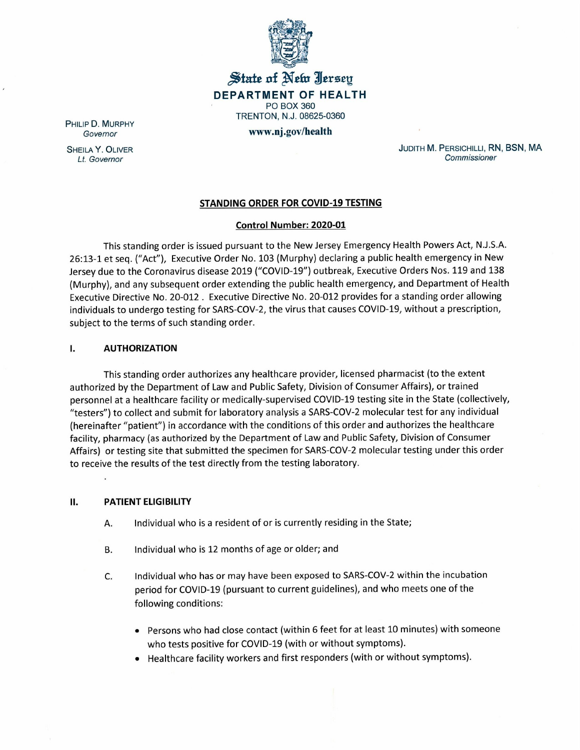State of New Jersey

**DEPARTMENT OF HEALTH**

PO BOX 360

TRENTON, N.J. 08625-0360

**www.nj.gov/health**

PHILIP D. MURPHY
*Governor*

SHEILA Y. OLIVER
*Lt. Governor*

JUDITH M. PERSICHILLI, RN, BSN, MA
*Commissioner*

## STANDING ORDER FOR COVID-19 TESTING

**Control Number: 2020-01**

This standing order is issued pursuant to the New Jersey Emergency Health Powers Act, N.J.S.A. 26:13-1 et seq. ("Act"), Executive Order No. 103 (Murphy) declaring a public health emergency in New Jersey due to the Coronavirus disease 2019 ("COVID-19") outbreak, Executive Orders Nos. 119 and 138 (Murphy), and any subsequent order extending the public health emergency, and Department of Health Executive Directive No. 20-012 . Executive Directive No. 20-012 provides for a standing order allowing individuals to undergo testing for SARS-COV-2, the virus that causes COVID-19, without a prescription, subject to the terms of such standing order.

### I. AUTHORIZATION

This standing order authorizes any healthcare provider, licensed pharmacist (to the extent authorized by the Department of Law and Public Safety, Division of Consumer Affairs), or trained personnel at a healthcare facility or medically-supervised COVID-19 testing site in the State (collectively, "testers") to collect and submit for laboratory analysis a SARS-COV-2 molecular test for any individual (hereinafter "patient") in accordance with the conditions of this order and authorizes the healthcare facility, pharmacy (as authorized by the Department of Law and Public Safety, Division of Consumer Affairs) or testing site that submitted the specimen for SARS-COV-2 molecular testing under this order to receive the results of the test directly from the testing laboratory.

### II. PATIENT ELIGIBILITY

A. Individual who is a resident of or is currently residing in the State;

B. Individual who is 12 months of age or older; and

C. Individual who has or may have been exposed to SARS-COV-2 within the incubation period for COVID-19 (pursuant to current guidelines), and who meets one of the following conditions:

- Persons who had close contact (within 6 feet for at least 10 minutes) with someone who tests positive for COVID-19 (with or without symptoms).
- Healthcare facility workers and first responders (with or without symptoms).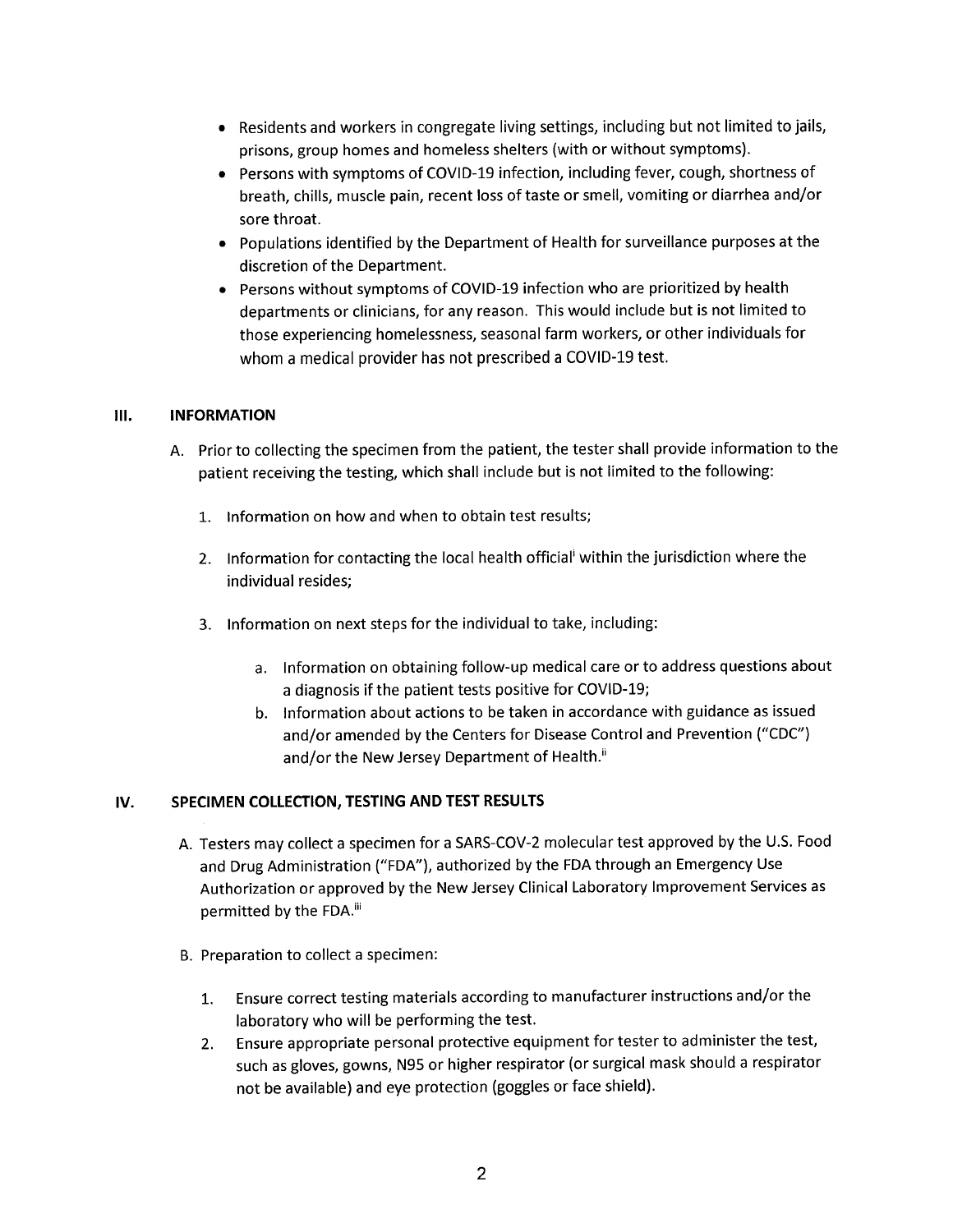- Residents and workers in congregate living settings, including but not limited to jails, prisons, group homes and homeless shelters (with or without symptoms).
- Persons with symptoms of COVID-19 infection, including fever, cough, shortness of breath, chills, muscle pain, recent loss of taste or smell, vomiting or diarrhea and/or sore throat.
- Populations identified by the Department of Health for surveillance purposes at the discretion of the Department.
- Persons without symptoms of COVID-19 infection who are prioritized by health departments or clinicians, for any reason. This would include but is not limited to those experiencing homelessness, seasonal farm workers, or other individuals for whom a medical provider has not prescribed a COVID-19 test.

## III. INFORMATION

A. Prior to collecting the specimen from the patient, the tester shall provide information to the patient receiving the testing, which shall include but is not limited to the following:

1. Information on how and when to obtain test results;

2. Information for contacting the local health official[i] within the jurisdiction where the individual resides;

3. Information on next steps for the individual to take, including:

   a. Information on obtaining follow-up medical care or to address questions about a diagnosis if the patient tests positive for COVID-19;

   b. Information about actions to be taken in accordance with guidance as issued and/or amended by the Centers for Disease Control and Prevention ("CDC") and/or the New Jersey Department of Health.[ii]

## IV. SPECIMEN COLLECTION, TESTING AND TEST RESULTS

A. Testers may collect a specimen for a SARS-COV-2 molecular test approved by the U.S. Food and Drug Administration ("FDA"), authorized by the FDA through an Emergency Use Authorization or approved by the New Jersey Clinical Laboratory Improvement Services as permitted by the FDA.[iii]

B. Preparation to collect a specimen:

1. Ensure correct testing materials according to manufacturer instructions and/or the laboratory who will be performing the test.
2. Ensure appropriate personal protective equipment for tester to administer the test, such as gloves, gowns, N95 or higher respirator (or surgical mask should a respirator not be available) and eye protection (goggles or face shield).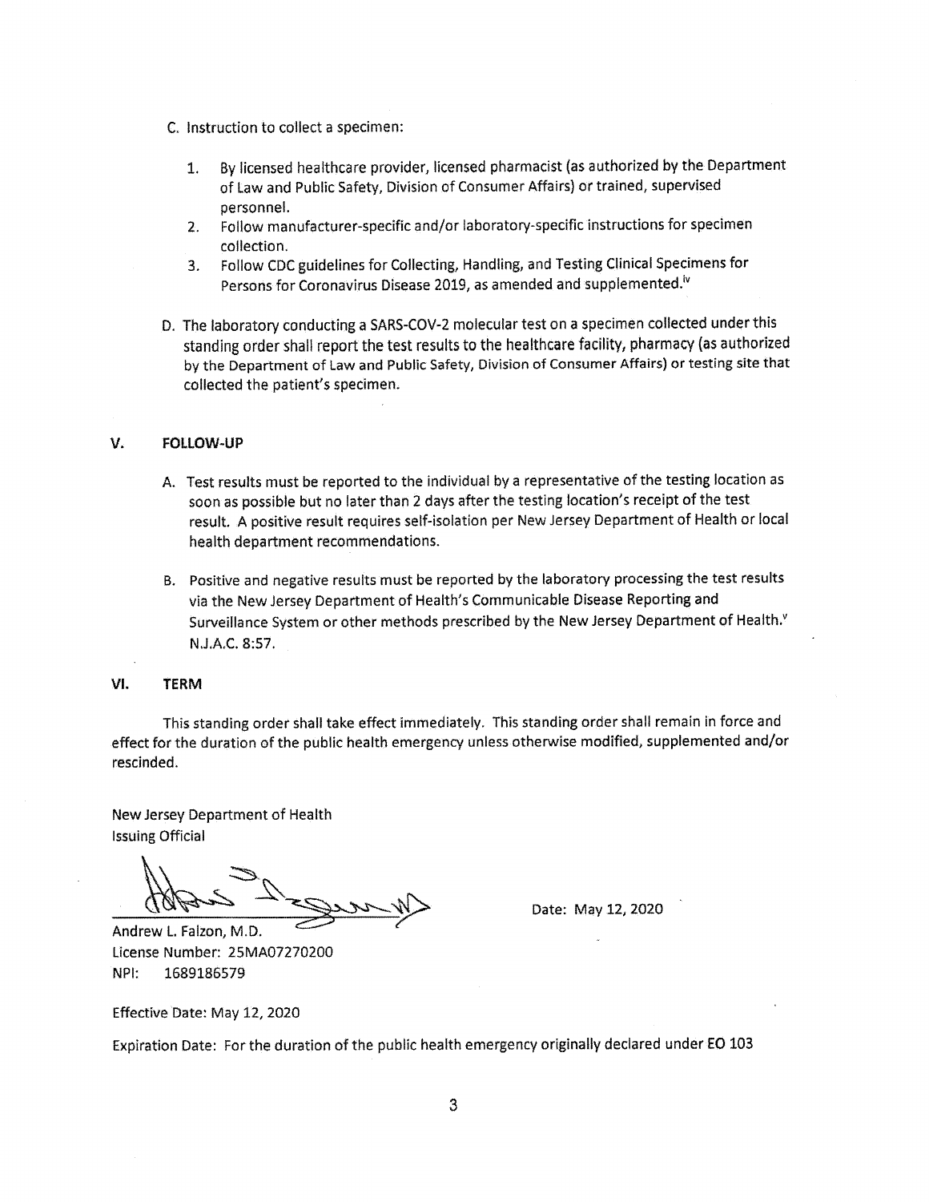C. Instruction to collect a specimen:

   1. By licensed healthcare provider, licensed pharmacist (as authorized by the Department of Law and Public Safety, Division of Consumer Affairs) or trained, supervised personnel.
   2. Follow manufacturer-specific and/or laboratory-specific instructions for specimen collection.
   3. Follow CDC guidelines for Collecting, Handling, and Testing Clinical Specimens for Persons for Coronavirus Disease 2019, as amended and supplemented.[iv]

D. The laboratory conducting a SARS-COV-2 molecular test on a specimen collected under this standing order shall report the test results to the healthcare facility, pharmacy (as authorized by the Department of Law and Public Safety, Division of Consumer Affairs) or testing site that collected the patient's specimen.

## V. FOLLOW-UP

A. Test results must be reported to the individual by a representative of the testing location as soon as possible but no later than 2 days after the testing location's receipt of the test result. A positive result requires self-isolation per New Jersey Department of Health or local health department recommendations.

B. Positive and negative results must be reported by the laboratory processing the test results via the New Jersey Department of Health's Communicable Disease Reporting and Surveillance System or other methods prescribed by the New Jersey Department of Health.[v] N.J.A.C. 8:57.

## VI. TERM

This standing order shall take effect immediately. This standing order shall remain in force and effect for the duration of the public health emergency unless otherwise modified, supplemented and/or rescinded.

New Jersey Department of Health
Issuing Official

Andrew L. Falzon, M.D.
License Number: 25MA07270200
NPI: 1689186579

Date: May 12, 2020

Effective Date: May 12, 2020

Expiration Date: For the duration of the public health emergency originally declared under EO 103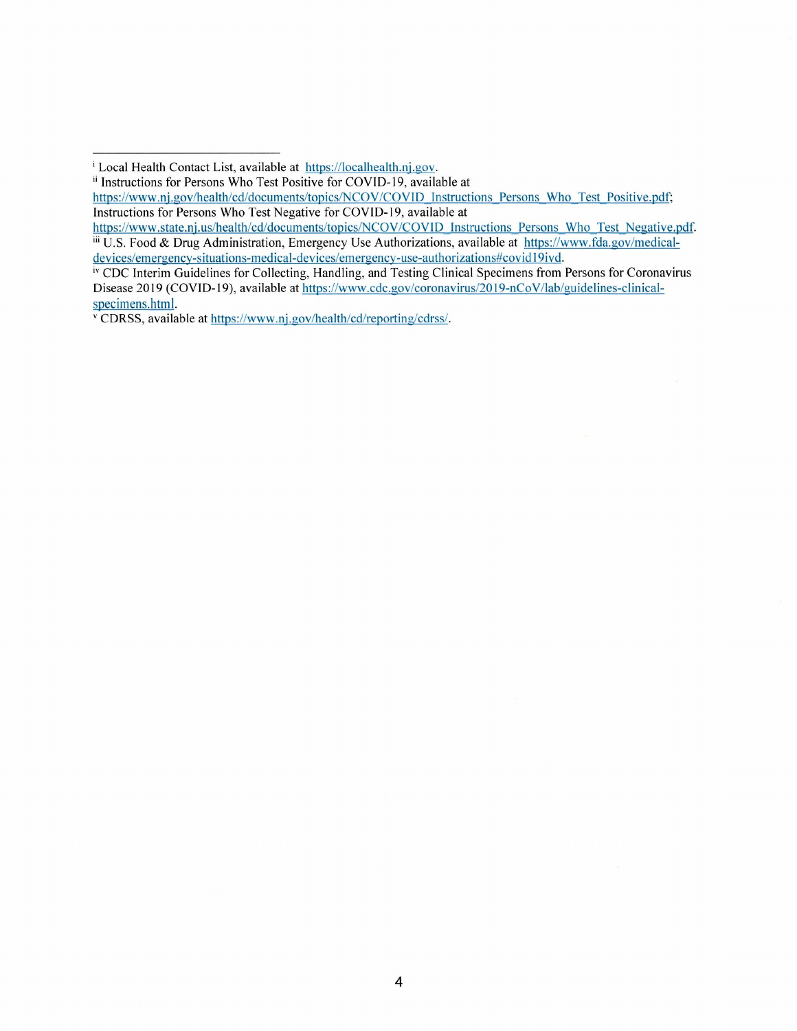---

[i] Local Health Contact List, available at https://localhealth.nj.gov.

[ii] Instructions for Persons Who Test Positive for COVID-19, available at https://www.nj.gov/health/cd/documents/topics/NCOV/COVID_Instructions_Persons_Who_Test_Positive.pdf; Instructions for Persons Who Test Negative for COVID-19, available at https://www.state.nj.us/health/cd/documents/topics/NCOV/COVID_Instructions_Persons_Who_Test_Negative.pdf.

[iii] U.S. Food & Drug Administration, Emergency Use Authorizations, available at https://www.fda.gov/medical-devices/emergency-situations-medical-devices/emergency-use-authorizations#covid19ivd.

[iv] CDC Interim Guidelines for Collecting, Handling, and Testing Clinical Specimens from Persons for Coronavirus Disease 2019 (COVID-19), available at https://www.cdc.gov/coronavirus/2019-nCoV/lab/guidelines-clinical-specimens.html.

[v] CDRSS, available at https://www.nj.gov/health/cd/reporting/cdrss/.